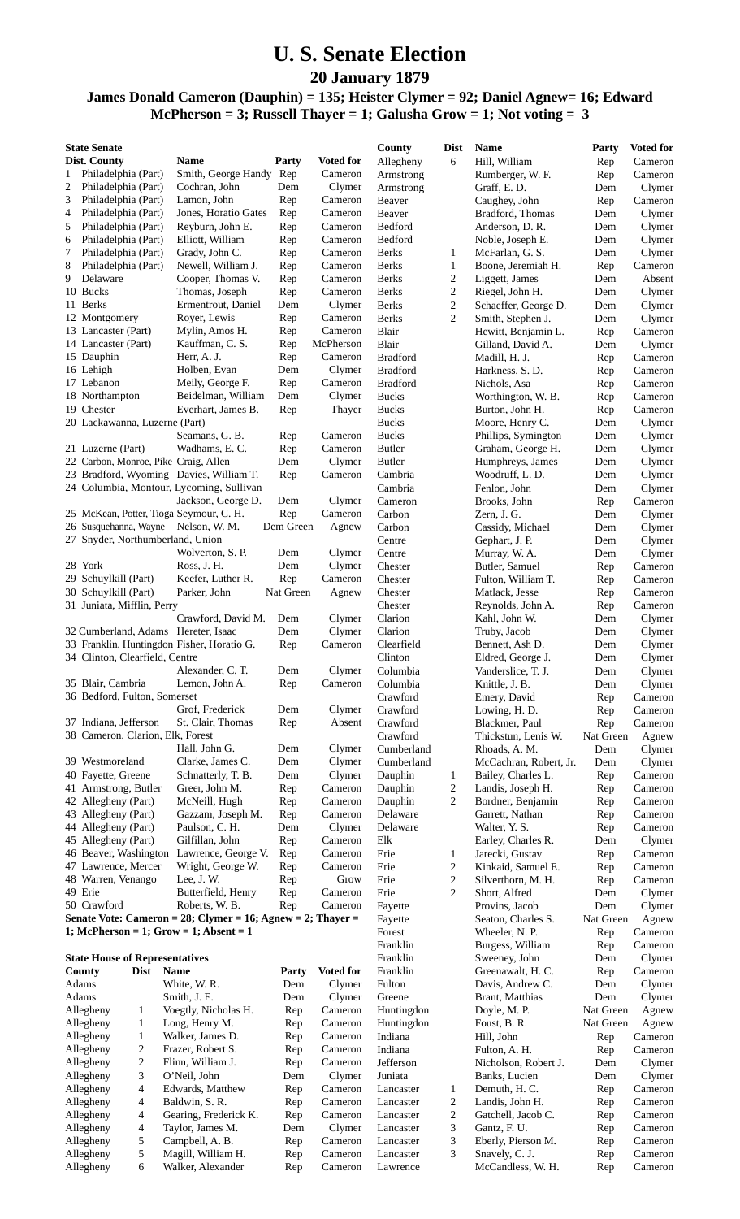# U. S. Senate Election

## 20 January 1879

### James Donald Cameron (Dauphin) = 135; Heister Clymer = 92; Daniel Agnew= 16; Edward McPherson = 3; Russell Thayer = 1; Galusha Grow = 1; Not voting = 3

**State Senate**

| Dist. | County | Name | Party | Voted for |
|---|---|---|---|---|
| 1 | Philadelphia (Part) | Smith, George Handy | Rep | Cameron |
| 2 | Philadelphia (Part) | Cochran, John | Dem | Clymer |
| 3 | Philadelphia (Part) | Lamon, John | Rep | Cameron |
| 4 | Philadelphia (Part) | Jones, Horatio Gates | Rep | Cameron |
| 5 | Philadelphia (Part) | Reyburn, John E. | Rep | Cameron |
| 6 | Philadelphia (Part) | Elliott, William | Rep | Cameron |
| 7 | Philadelphia (Part) | Grady, John C. | Rep | Cameron |
| 8 | Philadelphia (Part) | Newell, William J. | Rep | Cameron |
| 9 | Delaware | Cooper, Thomas V. | Rep | Cameron |
| 10 | Bucks | Thomas, Joseph | Rep | Cameron |
| 11 | Berks | Ermentrout, Daniel | Dem | Clymer |
| 12 | Montgomery | Royer, Lewis | Rep | Cameron |
| 13 | Lancaster (Part) | Mylin, Amos H. | Rep | Cameron |
| 14 | Lancaster (Part) | Kauffman, C. S. | Rep | McPherson |
| 15 | Dauphin | Herr, A. J. | Rep | Cameron |
| 16 | Lehigh | Holben, Evan | Dem | Clymer |
| 17 | Lebanon | Meily, George F. | Rep | Cameron |
| 18 | Northampton | Beidelman, William | Dem | Clymer |
| 19 | Chester | Everhart, James B. | Rep | Thayer |
| 20 | Lackawanna, Luzerne (Part) | Seamans, G. B. | Rep | Cameron |
| 21 | Luzerne (Part) | Wadhams, E. C. | Rep | Cameron |
| 22 | Carbon, Monroe, Pike | Craig, Allen | Dem | Clymer |
| 23 | Bradford, Wyoming | Davies, William T. | Rep | Cameron |
| 24 | Columbia, Montour, Lycoming, Sullivan | Jackson, George D. | Dem | Clymer |
| 25 | McKean, Potter, Tioga | Seymour, C. H. | Rep | Cameron |
| 26 | Susquehanna, Wayne | Nelson, W. M. | Dem Green | Agnew |
| 27 | Snyder, Northumberland, Union | Wolverton, S. P. | Dem | Clymer |
| 28 | York | Ross, J. H. | Dem | Clymer |
| 29 | Schuylkill (Part) | Keefer, Luther R. | Rep | Cameron |
| 30 | Schuylkill (Part) | Parker, John | Nat Green | Agnew |
| 31 | Juniata, Mifflin, Perry | Crawford, David M. | Dem | Clymer |
| 32 | Cumberland, Adams | Hereter, Isaac | Dem | Clymer |
| 33 | Franklin, Huntingdon | Fisher, Horatio G. | Rep | Cameron |
| 34 | Clinton, Clearfield, Centre | Alexander, C. T. | Dem | Clymer |
| 35 | Blair, Cambria | Lemon, John A. | Rep | Cameron |
| 36 | Bedford, Fulton, Somerset | Grof, Frederick | Dem | Clymer |
| 37 | Indiana, Jefferson | St. Clair, Thomas | Rep | Absent |
| 38 | Cameron, Clarion, Elk, Forest | Hall, John G. | Dem | Clymer |
| 39 | Westmoreland | Clarke, James C. | Dem | Clymer |
| 40 | Fayette, Greene | Schnatterly, T. B. | Dem | Clymer |
| 41 | Armstrong, Butler | Greer, John M. | Rep | Cameron |
| 42 | Allegheny (Part) | McNeill, Hugh | Rep | Cameron |
| 43 | Allegheny (Part) | Gazzam, Joseph M. | Rep | Cameron |
| 44 | Allegheny (Part) | Paulson, C. H. | Dem | Clymer |
| 45 | Allegheny (Part) | Gilfillan, John | Rep | Cameron |
| 46 | Beaver, Washington | Lawrence, George V. | Rep | Cameron |
| 47 | Lawrence, Mercer | Wright, George W. | Rep | Cameron |
| 48 | Warren, Venango | Lee, J. W. | Rep | Grow |
| 49 | Erie | Butterfield, Henry | Rep | Cameron |
| 50 | Crawford | Roberts, W. B. | Rep | Cameron |

**Senate Vote: Cameron = 28; Clymer = 16; Agnew = 2; Thayer = 1; McPherson = 1; Grow = 1; Absent = 1**

**State House of Representatives**

| County | Dist | Name | Party | Voted for |
|---|---|---|---|---|
| Adams | | White, W. R. | Dem | Clymer |
| Adams | | Smith, J. E. | Dem | Clymer |
| Allegheny | 1 | Voegtly, Nicholas H. | Rep | Cameron |
| Allegheny | 1 | Long, Henry M. | Rep | Cameron |
| Allegheny | 1 | Walker, James D. | Rep | Cameron |
| Allegheny | 2 | Frazer, Robert S. | Rep | Cameron |
| Allegheny | 2 | Flinn, William J. | Rep | Cameron |
| Allegheny | 3 | O'Neil, John | Dem | Clymer |
| Allegheny | 4 | Edwards, Matthew | Rep | Cameron |
| Allegheny | 4 | Baldwin, S. R. | Rep | Cameron |
| Allegheny | 4 | Gearing, Frederick K. | Rep | Cameron |
| Allegheny | 4 | Taylor, James M. | Dem | Clymer |
| Allegheny | 5 | Campbell, A. B. | Rep | Cameron |
| Allegheny | 5 | Magill, William H. | Rep | Cameron |
| Allegheny | 6 | Walker, Alexander | Rep | Cameron |
| Allegheny | 6 | Hill, William | Rep | Cameron |
| Armstrong | | Rumberger, W. F. | Rep | Cameron |
| Armstrong | | Graff, E. D. | Dem | Clymer |
| Beaver | | Caughey, John | Rep | Cameron |
| Beaver | | Bradford, Thomas | Dem | Clymer |
| Bedford | | Anderson, D. R. | Dem | Clymer |
| Bedford | | Noble, Joseph E. | Dem | Clymer |
| Berks | 1 | McFarlan, G. S. | Dem | Clymer |
| Berks | 1 | Boone, Jeremiah H. | Rep | Cameron |
| Berks | 2 | Liggett, James | Dem | Absent |
| Berks | 2 | Riegel, John H. | Dem | Clymer |
| Berks | 2 | Schaeffer, George D. | Dem | Clymer |
| Berks | 2 | Smith, Stephen J. | Dem | Clymer |
| Blair | | Hewitt, Benjamin L. | Rep | Cameron |
| Blair | | Gilland, David A. | Dem | Clymer |
| Bradford | | Madill, H. J. | Rep | Cameron |
| Bradford | | Harkness, S. D. | Rep | Cameron |
| Bradford | | Nichols, Asa | Rep | Cameron |
| Bucks | | Worthington, W. B. | Rep | Cameron |
| Bucks | | Burton, John H. | Rep | Cameron |
| Bucks | | Moore, Henry C. | Dem | Clymer |
| Bucks | | Phillips, Symington | Dem | Clymer |
| Butler | | Graham, George H. | Dem | Clymer |
| Butler | | Humphreys, James | Dem | Clymer |
| Cambria | | Woodruff, L. D. | Dem | Clymer |
| Cambria | | Fenlon, John | Dem | Clymer |
| Cameron | | Brooks, John | Rep | Cameron |
| Carbon | | Zern, J. G. | Dem | Clymer |
| Carbon | | Cassidy, Michael | Dem | Clymer |
| Centre | | Gephart, J. P. | Dem | Clymer |
| Centre | | Murray, W. A. | Dem | Clymer |
| Chester | | Butler, Samuel | Rep | Cameron |
| Chester | | Fulton, William T. | Rep | Cameron |
| Chester | | Matlack, Jesse | Rep | Cameron |
| Chester | | Reynolds, John A. | Rep | Cameron |
| Clarion | | Kahl, John W. | Dem | Clymer |
| Clarion | | Truby, Jacob | Dem | Clymer |
| Clearfield | | Bennett, Ash D. | Dem | Clymer |
| Clinton | | Eldred, George J. | Dem | Clymer |
| Columbia | | Vanderslice, T. J. | Dem | Clymer |
| Columbia | | Knittle, J. B. | Dem | Clymer |
| Crawford | | Emery, David | Rep | Cameron |
| Crawford | | Lowing, H. D. | Rep | Cameron |
| Crawford | | Blackmer, Paul | Rep | Cameron |
| Crawford | | Thickstun, Lenis W. | Nat Green | Agnew |
| Cumberland | | Rhoads, A. M. | Dem | Clymer |
| Cumberland | | McCachran, Robert, Jr. | Dem | Clymer |
| Dauphin | 1 | Bailey, Charles L. | Rep | Cameron |
| Dauphin | 2 | Landis, Joseph H. | Rep | Cameron |
| Dauphin | 2 | Bordner, Benjamin | Rep | Cameron |
| Delaware | | Garrett, Nathan | Rep | Cameron |
| Delaware | | Walter, Y. S. | Rep | Cameron |
| Elk | | Earley, Charles R. | Dem | Clymer |
| Erie | 1 | Jarecki, Gustav | Rep | Cameron |
| Erie | 2 | Kinkaid, Samuel E. | Rep | Cameron |
| Erie | 2 | Silverthorn, M. H. | Rep | Cameron |
| Erie | 2 | Short, Alfred | Dem | Clymer |
| Fayette | | Provins, Jacob | Dem | Clymer |
| Fayette | | Seaton, Charles S. | Nat Green | Agnew |
| Forest | | Wheeler, N. P. | Rep | Cameron |
| Franklin | | Burgess, William | Rep | Cameron |
| Franklin | | Sweeney, John | Dem | Clymer |
| Franklin | | Greenawalt, H. C. | Rep | Cameron |
| Fulton | | Davis, Andrew C. | Dem | Clymer |
| Greene | | Brant, Matthias | Dem | Clymer |
| Huntingdon | | Doyle, M. P. | Nat Green | Agnew |
| Huntingdon | | Foust, B. R. | Nat Green | Agnew |
| Indiana | | Hill, John | Rep | Cameron |
| Indiana | | Fulton, A. H. | Rep | Cameron |
| Jefferson | | Nicholson, Robert J. | Dem | Clymer |
| Juniata | | Banks, Lucien | Dem | Clymer |
| Lancaster | 1 | Demuth, H. C. | Rep | Cameron |
| Lancaster | 2 | Landis, John H. | Rep | Cameron |
| Lancaster | 2 | Gatchell, Jacob C. | Rep | Cameron |
| Lancaster | 3 | Gantz, F. U. | Rep | Cameron |
| Lancaster | 3 | Eberly, Pierson M. | Rep | Cameron |
| Lancaster | 3 | Snavely, C. J. | Rep | Cameron |
| Lawrence | | McCandless, W. H. | Rep | Cameron |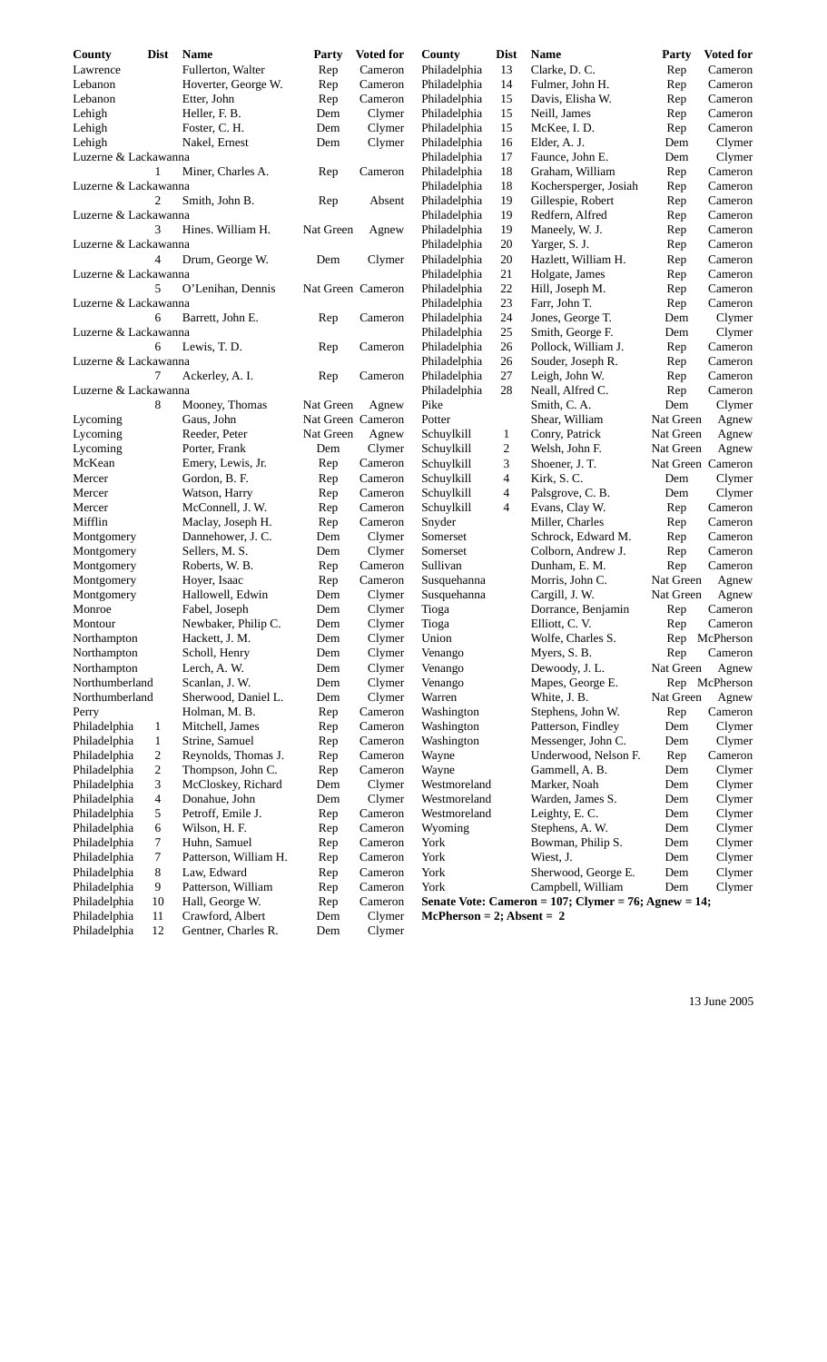| County | Dist | Name | Party | Voted for |
|---|---|---|---|---|
| Lawrence | | Fullerton, Walter | Rep | Cameron |
| Lebanon | | Hoverter, George W. | Rep | Cameron |
| Lebanon | | Etter, John | Rep | Cameron |
| Lehigh | | Heller, F. B. | Dem | Clymer |
| Lehigh | | Foster, C. H. | Dem | Clymer |
| Lehigh | | Nakel, Ernest | Dem | Clymer |
| Luzerne & Lackawanna | 1 | Miner, Charles A. | Rep | Cameron |
| Luzerne & Lackawanna | 2 | Smith, John B. | Rep | Absent |
| Luzerne & Lackawanna | 3 | Hines. William H. | Nat Green | Agnew |
| Luzerne & Lackawanna | 4 | Drum, George W. | Dem | Clymer |
| Luzerne & Lackawanna | 5 | O'Lenihan, Dennis | Nat Green | Cameron |
| Luzerne & Lackawanna | 6 | Barrett, John E. | Rep | Cameron |
| Luzerne & Lackawanna | 6 | Lewis, T. D. | Rep | Cameron |
| Luzerne & Lackawanna | 7 | Ackerley, A. I. | Rep | Cameron |
| Luzerne & Lackawanna | 8 | Mooney, Thomas | Nat Green | Agnew |
| Lycoming | | Gaus, John | Nat Green | Cameron |
| Lycoming | | Reeder, Peter | Nat Green | Agnew |
| Lycoming | | Porter, Frank | Dem | Clymer |
| McKean | | Emery, Lewis, Jr. | Rep | Cameron |
| Mercer | | Gordon, B. F. | Rep | Cameron |
| Mercer | | Watson, Harry | Rep | Cameron |
| Mercer | | McConnell, J. W. | Rep | Cameron |
| Mifflin | | Maclay, Joseph H. | Rep | Cameron |
| Montgomery | | Dannehower, J. C. | Dem | Clymer |
| Montgomery | | Sellers, M. S. | Dem | Clymer |
| Montgomery | | Roberts, W. B. | Rep | Cameron |
| Montgomery | | Hoyer, Isaac | Rep | Cameron |
| Montgomery | | Hallowell, Edwin | Dem | Clymer |
| Monroe | | Fabel, Joseph | Dem | Clymer |
| Montour | | Newbaker, Philip C. | Dem | Clymer |
| Northampton | | Hackett, J. M. | Dem | Clymer |
| Northampton | | Scholl, Henry | Dem | Clymer |
| Northampton | | Lerch, A. W. | Dem | Clymer |
| Northumberland | | Scanlan, J. W. | Dem | Clymer |
| Northumberland | | Sherwood, Daniel L. | Dem | Clymer |
| Perry | | Holman, M. B. | Rep | Cameron |
| Philadelphia | 1 | Mitchell, James | Rep | Cameron |
| Philadelphia | 1 | Strine, Samuel | Rep | Cameron |
| Philadelphia | 2 | Reynolds, Thomas J. | Rep | Cameron |
| Philadelphia | 2 | Thompson, John C. | Rep | Cameron |
| Philadelphia | 3 | McCloskey, Richard | Dem | Clymer |
| Philadelphia | 4 | Donahue, John | Dem | Clymer |
| Philadelphia | 5 | Petroff, Emile J. | Rep | Cameron |
| Philadelphia | 6 | Wilson, H. F. | Rep | Cameron |
| Philadelphia | 7 | Huhn, Samuel | Rep | Cameron |
| Philadelphia | 7 | Patterson, William H. | Rep | Cameron |
| Philadelphia | 8 | Law, Edward | Rep | Cameron |
| Philadelphia | 9 | Patterson, William | Rep | Cameron |
| Philadelphia | 10 | Hall, George W. | Rep | Cameron |
| Philadelphia | 11 | Crawford, Albert | Dem | Clymer |
| Philadelphia | 12 | Gentner, Charles R. | Dem | Clymer |
| Philadelphia | 13 | Clarke, D. C. | Rep | Cameron |
| Philadelphia | 14 | Fulmer, John H. | Rep | Cameron |
| Philadelphia | 15 | Davis, Elisha W. | Rep | Cameron |
| Philadelphia | 15 | Neill, James | Rep | Cameron |
| Philadelphia | 15 | McKee, I. D. | Rep | Cameron |
| Philadelphia | 16 | Elder, A. J. | Dem | Clymer |
| Philadelphia | 17 | Faunce, John E. | Dem | Clymer |
| Philadelphia | 18 | Graham, William | Rep | Cameron |
| Philadelphia | 18 | Kochersperger, Josiah | Rep | Cameron |
| Philadelphia | 19 | Gillespie, Robert | Rep | Cameron |
| Philadelphia | 19 | Redfern, Alfred | Rep | Cameron |
| Philadelphia | 19 | Maneely, W. J. | Rep | Cameron |
| Philadelphia | 20 | Yarger, S. J. | Rep | Cameron |
| Philadelphia | 20 | Hazlett, William H. | Rep | Cameron |
| Philadelphia | 21 | Holgate, James | Rep | Cameron |
| Philadelphia | 22 | Hill, Joseph M. | Rep | Cameron |
| Philadelphia | 23 | Farr, John T. | Rep | Cameron |
| Philadelphia | 24 | Jones, George T. | Dem | Clymer |
| Philadelphia | 25 | Smith, George F. | Dem | Clymer |
| Philadelphia | 26 | Pollock, William J. | Rep | Cameron |
| Philadelphia | 26 | Souder, Joseph R. | Rep | Cameron |
| Philadelphia | 27 | Leigh, John W. | Rep | Cameron |
| Philadelphia | 28 | Neall, Alfred C. | Rep | Cameron |
| Pike | | Smith, C. A. | Dem | Clymer |
| Potter | | Shear, William | Nat Green | Agnew |
| Schuylkill | 1 | Conry, Patrick | Nat Green | Agnew |
| Schuylkill | 2 | Welsh, John F. | Nat Green | Agnew |
| Schuylkill | 3 | Shoener, J. T. | Nat Green | Cameron |
| Schuylkill | 4 | Kirk, S. C. | Dem | Clymer |
| Schuylkill | 4 | Palsgrove, C. B. | Dem | Clymer |
| Schuylkill | 4 | Evans, Clay W. | Rep | Cameron |
| Snyder | | Miller, Charles | Rep | Cameron |
| Somerset | | Schrock, Edward M. | Rep | Cameron |
| Somerset | | Colborn, Andrew J. | Rep | Cameron |
| Sullivan | | Dunham, E. M. | Rep | Cameron |
| Susquehanna | | Morris, John C. | Nat Green | Agnew |
| Susquehanna | | Cargill, J. W. | Nat Green | Agnew |
| Tioga | | Dorrance, Benjamin | Rep | Cameron |
| Tioga | | Elliott, C. V. | Rep | Cameron |
| Union | | Wolfe, Charles S. | Rep | McPherson |
| Venango | | Myers, S. B. | Rep | Cameron |
| Venango | | Dewoody, J. L. | Nat Green | Agnew |
| Venango | | Mapes, George E. | Rep | McPherson |
| Warren | | White, J. B. | Nat Green | Agnew |
| Washington | | Stephens, John W. | Rep | Cameron |
| Washington | | Patterson, Findley | Dem | Clymer |
| Washington | | Messenger, John C. | Dem | Clymer |
| Wayne | | Underwood, Nelson F. | Rep | Cameron |
| Wayne | | Gammell, A. B. | Dem | Clymer |
| Westmoreland | | Marker, Noah | Dem | Clymer |
| Westmoreland | | Warden, James S. | Dem | Clymer |
| Westmoreland | | Leighty, E. C. | Dem | Clymer |
| Wyoming | | Stephens, A. W. | Dem | Clymer |
| York | | Bowman, Philip S. | Dem | Clymer |
| York | | Wiest, J. | Dem | Clymer |
| York | | Sherwood, George E. | Dem | Clymer |
| York | | Campbell, William | Dem | Clymer |

**Senate Vote: Cameron = 107; Clymer = 76; Agnew = 14; McPherson = 2; Absent = 2**

13 June 2005